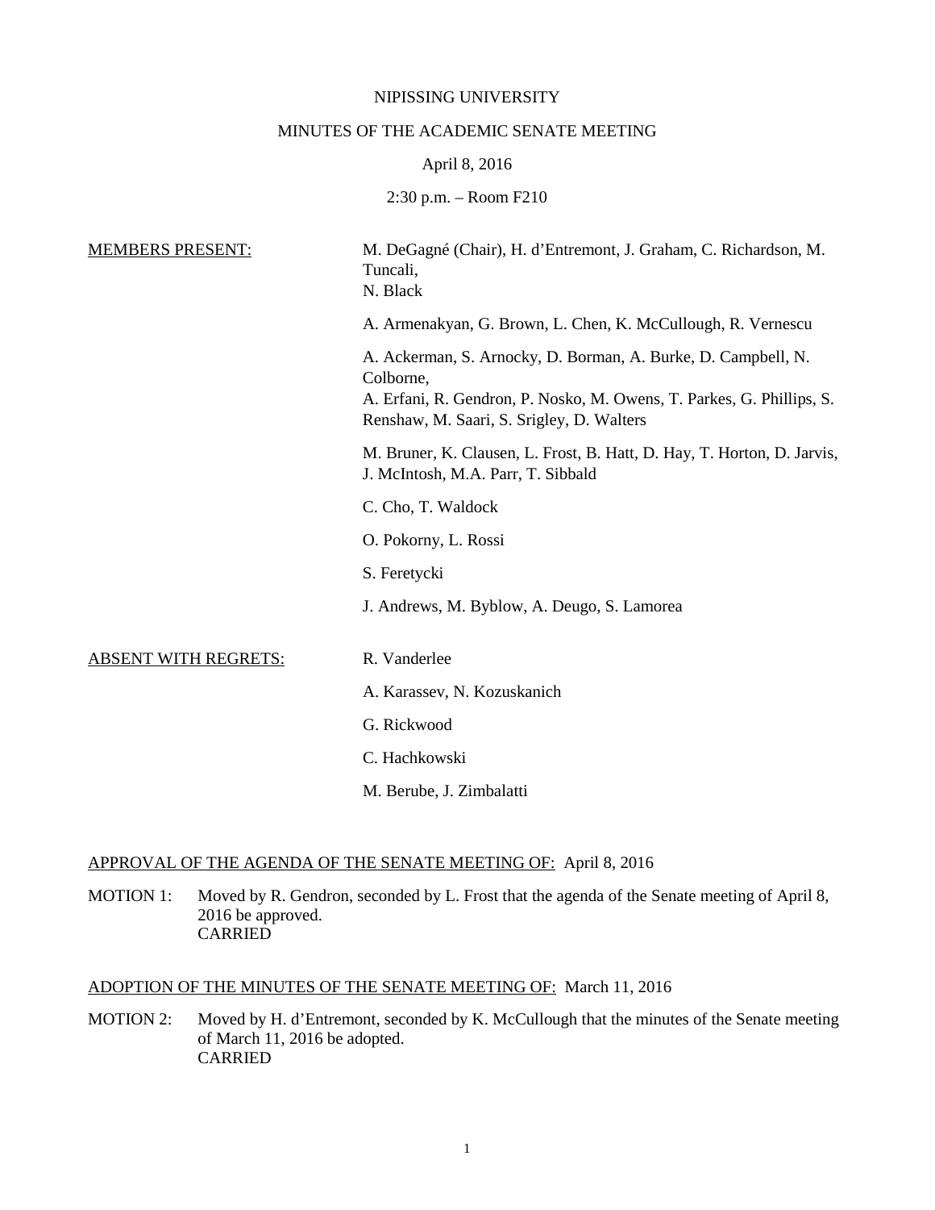NIPISSING UNIVERSITY

MINUTES OF THE ACADEMIC SENATE MEETING

April 8, 2016

2:30 p.m. – Room F210

<u>MEMBERS PRESENT:</u>

M. DeGagné (Chair), H. d'Entremont, J. Graham, C. Richardson, M. Tuncali, N. Black

A. Armenakyan, G. Brown, L. Chen, K. McCullough, R. Vernescu

A. Ackerman, S. Arnocky, D. Borman, A. Burke, D. Campbell, N. Colborne, A. Erfani, R. Gendron, P. Nosko, M. Owens, T. Parkes, G. Phillips, S. Renshaw, M. Saari, S. Srigley, D. Walters

M. Bruner, K. Clausen, L. Frost, B. Hatt, D. Hay, T. Horton, D. Jarvis, J. McIntosh, M.A. Parr, T. Sibbald

C. Cho, T. Waldock

O. Pokorny, L. Rossi

S. Feretycki

J. Andrews, M. Byblow, A. Deugo, S. Lamorea

<u>ABSENT WITH REGRETS:</u>

R. Vanderlee

A. Karassev, N. Kozuskanich

G. Rickwood

C. Hachkowski

M. Berube, J. Zimbalatti

<u>APPROVAL OF THE AGENDA OF THE SENATE MEETING OF:</u> April 8, 2016

MOTION 1: Moved by R. Gendron, seconded by L. Frost that the agenda of the Senate meeting of April 8, 2016 be approved.
CARRIED

<u>ADOPTION OF THE MINUTES OF THE SENATE MEETING OF:</u> March 11, 2016

MOTION 2: Moved by H. d'Entremont, seconded by K. McCullough that the minutes of the Senate meeting of March 11, 2016 be adopted.
CARRIED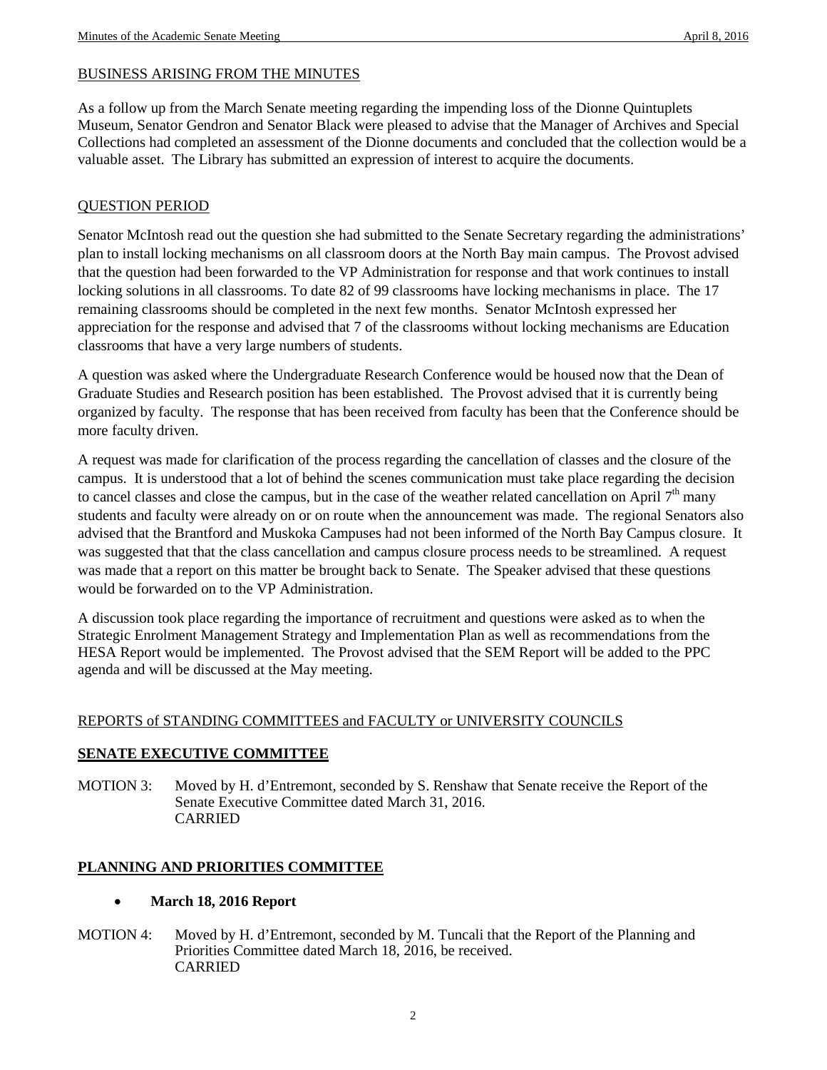BUSINESS ARISING FROM THE MINUTES

As a follow up from the March Senate meeting regarding the impending loss of the Dionne Quintuplets Museum, Senator Gendron and Senator Black were pleased to advise that the Manager of Archives and Special Collections had completed an assessment of the Dionne documents and concluded that the collection would be a valuable asset. The Library has submitted an expression of interest to acquire the documents.

QUESTION PERIOD

Senator McIntosh read out the question she had submitted to the Senate Secretary regarding the administrations' plan to install locking mechanisms on all classroom doors at the North Bay main campus. The Provost advised that the question had been forwarded to the VP Administration for response and that work continues to install locking solutions in all classrooms. To date 82 of 99 classrooms have locking mechanisms in place. The 17 remaining classrooms should be completed in the next few months. Senator McIntosh expressed her appreciation for the response and advised that 7 of the classrooms without locking mechanisms are Education classrooms that have a very large numbers of students.

A question was asked where the Undergraduate Research Conference would be housed now that the Dean of Graduate Studies and Research position has been established. The Provost advised that it is currently being organized by faculty. The response that has been received from faculty has been that the Conference should be more faculty driven.

A request was made for clarification of the process regarding the cancellation of classes and the closure of the campus. It is understood that a lot of behind the scenes communication must take place regarding the decision to cancel classes and close the campus, but in the case of the weather related cancellation on April 7th many students and faculty were already on or on route when the announcement was made. The regional Senators also advised that the Brantford and Muskoka Campuses had not been informed of the North Bay Campus closure. It was suggested that that the class cancellation and campus closure process needs to be streamlined. A request was made that a report on this matter be brought back to Senate. The Speaker advised that these questions would be forwarded on to the VP Administration.

A discussion took place regarding the importance of recruitment and questions were asked as to when the Strategic Enrolment Management Strategy and Implementation Plan as well as recommendations from the HESA Report would be implemented. The Provost advised that the SEM Report will be added to the PPC agenda and will be discussed at the May meeting.

REPORTS of STANDING COMMITTEES and FACULTY or UNIVERSITY COUNCILS

**SENATE EXECUTIVE COMMITTEE**

MOTION 3: Moved by H. d'Entremont, seconded by S. Renshaw that Senate receive the Report of the Senate Executive Committee dated March 31, 2016.
CARRIED

**PLANNING AND PRIORITIES COMMITTEE**

- **March 18, 2016 Report**

MOTION 4: Moved by H. d'Entremont, seconded by M. Tuncali that the Report of the Planning and Priorities Committee dated March 18, 2016, be received.
CARRIED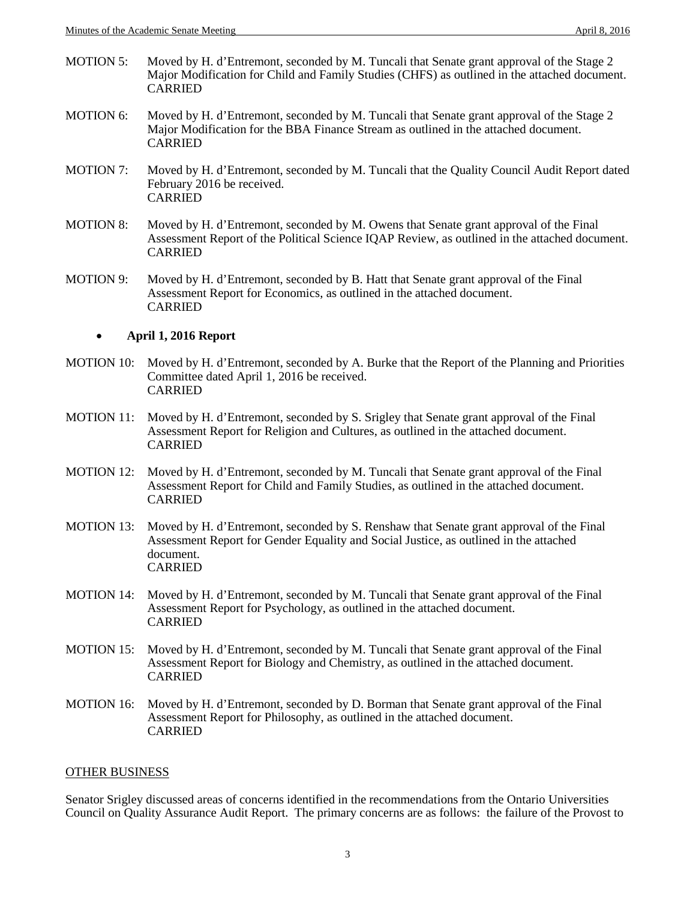MOTION 5: Moved by H. d'Entremont, seconded by M. Tuncali that Senate grant approval of the Stage 2 Major Modification for Child and Family Studies (CHFS) as outlined in the attached document.
CARRIED

MOTION 6: Moved by H. d'Entremont, seconded by M. Tuncali that Senate grant approval of the Stage 2 Major Modification for the BBA Finance Stream as outlined in the attached document.
CARRIED

MOTION 7: Moved by H. d'Entremont, seconded by M. Tuncali that the Quality Council Audit Report dated February 2016 be received.
CARRIED

MOTION 8: Moved by H. d'Entremont, seconded by M. Owens that Senate grant approval of the Final Assessment Report of the Political Science IQAP Review, as outlined in the attached document.
CARRIED

MOTION 9: Moved by H. d'Entremont, seconded by B. Hatt that Senate grant approval of the Final Assessment Report for Economics, as outlined in the attached document.
CARRIED

- **April 1, 2016 Report**

MOTION 10: Moved by H. d'Entremont, seconded by A. Burke that the Report of the Planning and Priorities Committee dated April 1, 2016 be received.
CARRIED

MOTION 11: Moved by H. d'Entremont, seconded by S. Srigley that Senate grant approval of the Final Assessment Report for Religion and Cultures, as outlined in the attached document.
CARRIED

MOTION 12: Moved by H. d'Entremont, seconded by M. Tuncali that Senate grant approval of the Final Assessment Report for Child and Family Studies, as outlined in the attached document.
CARRIED

MOTION 13: Moved by H. d'Entremont, seconded by S. Renshaw that Senate grant approval of the Final Assessment Report for Gender Equality and Social Justice, as outlined in the attached document.
CARRIED

MOTION 14: Moved by H. d'Entremont, seconded by M. Tuncali that Senate grant approval of the Final Assessment Report for Psychology, as outlined in the attached document.
CARRIED

MOTION 15: Moved by H. d'Entremont, seconded by M. Tuncali that Senate grant approval of the Final Assessment Report for Biology and Chemistry, as outlined in the attached document.
CARRIED

MOTION 16: Moved by H. d'Entremont, seconded by D. Borman that Senate grant approval of the Final Assessment Report for Philosophy, as outlined in the attached document.
CARRIED

## OTHER BUSINESS

Senator Srigley discussed areas of concerns identified in the recommendations from the Ontario Universities Council on Quality Assurance Audit Report. The primary concerns are as follows: the failure of the Provost to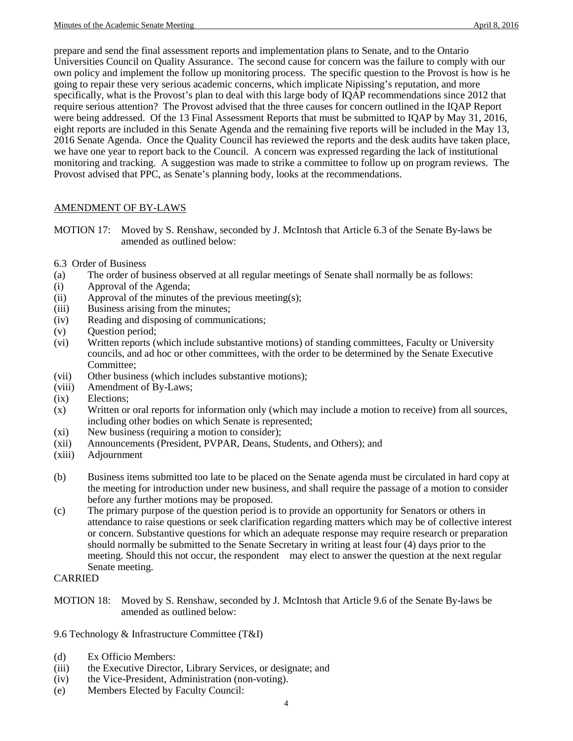prepare and send the final assessment reports and implementation plans to Senate, and to the Ontario Universities Council on Quality Assurance. The second cause for concern was the failure to comply with our own policy and implement the follow up monitoring process. The specific question to the Provost is how is he going to repair these very serious academic concerns, which implicate Nipissing's reputation, and more specifically, what is the Provost's plan to deal with this large body of IQAP recommendations since 2012 that require serious attention? The Provost advised that the three causes for concern outlined in the IQAP Report were being addressed. Of the 13 Final Assessment Reports that must be submitted to IQAP by May 31, 2016, eight reports are included in this Senate Agenda and the remaining five reports will be included in the May 13, 2016 Senate Agenda. Once the Quality Council has reviewed the reports and the desk audits have taken place, we have one year to report back to the Council. A concern was expressed regarding the lack of institutional monitoring and tracking. A suggestion was made to strike a committee to follow up on program reviews. The Provost advised that PPC, as Senate's planning body, looks at the recommendations.

## AMENDMENT OF BY-LAWS

MOTION 17: Moved by S. Renshaw, seconded by J. McIntosh that Article 6.3 of the Senate By-laws be amended as outlined below:

6.3 Order of Business

(a) The order of business observed at all regular meetings of Senate shall normally be as follows:

(i) Approval of the Agenda;
(ii) Approval of the minutes of the previous meeting(s);
(iii) Business arising from the minutes;
(iv) Reading and disposing of communications;
(v) Question period;
(vi) Written reports (which include substantive motions) of standing committees, Faculty or University councils, and ad hoc or other committees, with the order to be determined by the Senate Executive Committee;
(vii) Other business (which includes substantive motions);
(viii) Amendment of By-Laws;
(ix) Elections;
(x) Written or oral reports for information only (which may include a motion to receive) from all sources, including other bodies on which Senate is represented;
(xi) New business (requiring a motion to consider);
(xii) Announcements (President, PVPAR, Deans, Students, and Others); and
(xiii) Adjournment

(b) Business items submitted too late to be placed on the Senate agenda must be circulated in hard copy at the meeting for introduction under new business, and shall require the passage of a motion to consider before any further motions may be proposed.

(c) The primary purpose of the question period is to provide an opportunity for Senators or others in attendance to raise questions or seek clarification regarding matters which may be of collective interest or concern. Substantive questions for which an adequate response may require research or preparation should normally be submitted to the Senate Secretary in writing at least four (4) days prior to the meeting. Should this not occur, the respondent may elect to answer the question at the next regular Senate meeting.

CARRIED

MOTION 18: Moved by S. Renshaw, seconded by J. McIntosh that Article 9.6 of the Senate By-laws be amended as outlined below:

9.6 Technology & Infrastructure Committee (T&I)

(d) Ex Officio Members:
(iii) the Executive Director, Library Services, or designate; and
(iv) the Vice-President, Administration (non-voting).
(e) Members Elected by Faculty Council: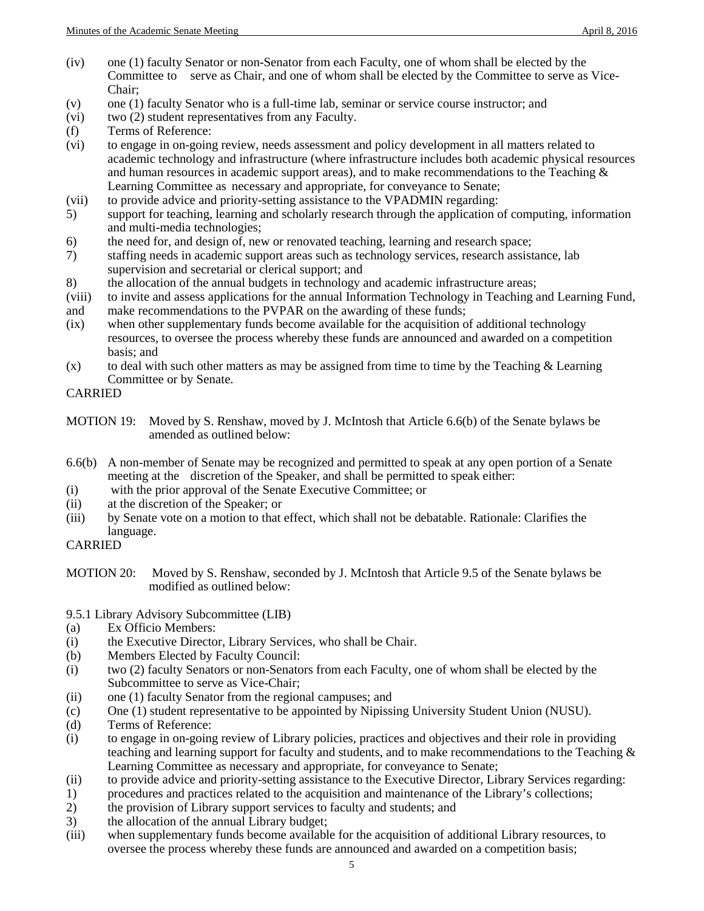(iv) one (1) faculty Senator or non-Senator from each Faculty, one of whom shall be elected by the Committee to serve as Chair, and one of whom shall be elected by the Committee to serve as Vice-Chair;
(v) one (1) faculty Senator who is a full-time lab, seminar or service course instructor; and
(vi) two (2) student representatives from any Faculty.
(f) Terms of Reference:
(vi) to engage in on-going review, needs assessment and policy development in all matters related to academic technology and infrastructure (where infrastructure includes both academic physical resources and human resources in academic support areas), and to make recommendations to the Teaching & Learning Committee as necessary and appropriate, for conveyance to Senate;
(vii) to provide advice and priority-setting assistance to the VPADMIN regarding:
5) support for teaching, learning and scholarly research through the application of computing, information and multi-media technologies;
6) the need for, and design of, new or renovated teaching, learning and research space;
7) staffing needs in academic support areas such as technology services, research assistance, lab supervision and secretarial or clerical support; and
8) the allocation of the annual budgets in technology and academic infrastructure areas;
(viii) to invite and assess applications for the annual Information Technology in Teaching and Learning Fund, and make recommendations to the PVPAR on the awarding of these funds;
(ix) when other supplementary funds become available for the acquisition of additional technology resources, to oversee the process whereby these funds are announced and awarded on a competition basis; and
(x) to deal with such other matters as may be assigned from time to time by the Teaching & Learning Committee or by Senate.

CARRIED

MOTION 19: Moved by S. Renshaw, moved by J. McIntosh that Article 6.6(b) of the Senate bylaws be amended as outlined below:

6.6(b) A non-member of Senate may be recognized and permitted to speak at any open portion of a Senate meeting at the discretion of the Speaker, and shall be permitted to speak either:
(i) with the prior approval of the Senate Executive Committee; or
(ii) at the discretion of the Speaker; or
(iii) by Senate vote on a motion to that effect, which shall not be debatable. Rationale: Clarifies the language.

CARRIED

MOTION 20: Moved by S. Renshaw, seconded by J. McIntosh that Article 9.5 of the Senate bylaws be modified as outlined below:

9.5.1 Library Advisory Subcommittee (LIB)
(a) Ex Officio Members:
(i) the Executive Director, Library Services, who shall be Chair.
(b) Members Elected by Faculty Council:
(i) two (2) faculty Senators or non-Senators from each Faculty, one of whom shall be elected by the Subcommittee to serve as Vice-Chair;
(ii) one (1) faculty Senator from the regional campuses; and
(c) One (1) student representative to be appointed by Nipissing University Student Union (NUSU).
(d) Terms of Reference:
(i) to engage in on-going review of Library policies, practices and objectives and their role in providing teaching and learning support for faculty and students, and to make recommendations to the Teaching & Learning Committee as necessary and appropriate, for conveyance to Senate;
(ii) to provide advice and priority-setting assistance to the Executive Director, Library Services regarding:
1) procedures and practices related to the acquisition and maintenance of the Library's collections;
2) the provision of Library support services to faculty and students; and
3) the allocation of the annual Library budget;
(iii) when supplementary funds become available for the acquisition of additional Library resources, to oversee the process whereby these funds are announced and awarded on a competition basis;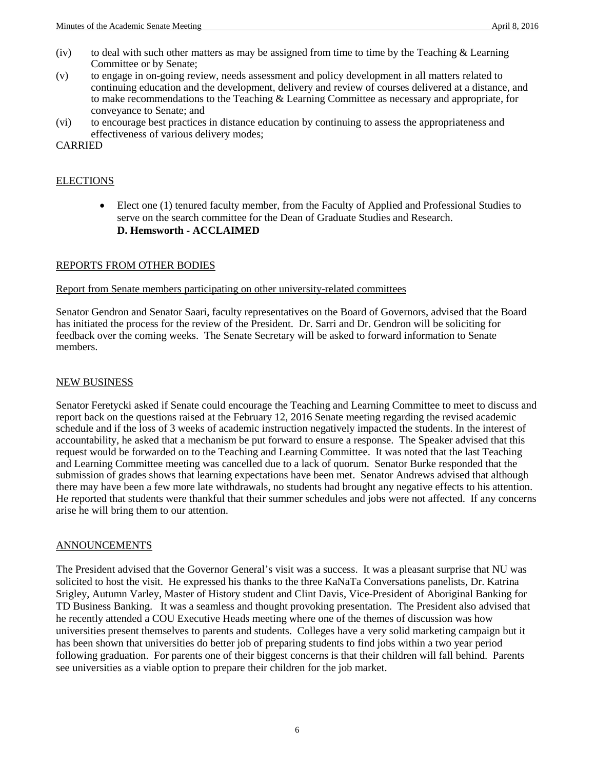(iv) to deal with such other matters as may be assigned from time to time by the Teaching & Learning Committee or by Senate;

(v) to engage in on-going review, needs assessment and policy development in all matters related to continuing education and the development, delivery and review of courses delivered at a distance, and to make recommendations to the Teaching & Learning Committee as necessary and appropriate, for conveyance to Senate; and

(vi) to encourage best practices in distance education by continuing to assess the appropriateness and effectiveness of various delivery modes;

CARRIED

## ELECTIONS

- Elect one (1) tenured faculty member, from the Faculty of Applied and Professional Studies to serve on the search committee for the Dean of Graduate Studies and Research.
  **D. Hemsworth - ACCLAIMED**

## REPORTS FROM OTHER BODIES

### Report from Senate members participating on other university-related committees

Senator Gendron and Senator Saari, faculty representatives on the Board of Governors, advised that the Board has initiated the process for the review of the President. Dr. Sarri and Dr. Gendron will be soliciting for feedback over the coming weeks. The Senate Secretary will be asked to forward information to Senate members.

## NEW BUSINESS

Senator Feretycki asked if Senate could encourage the Teaching and Learning Committee to meet to discuss and report back on the questions raised at the February 12, 2016 Senate meeting regarding the revised academic schedule and if the loss of 3 weeks of academic instruction negatively impacted the students. In the interest of accountability, he asked that a mechanism be put forward to ensure a response. The Speaker advised that this request would be forwarded on to the Teaching and Learning Committee. It was noted that the last Teaching and Learning Committee meeting was cancelled due to a lack of quorum. Senator Burke responded that the submission of grades shows that learning expectations have been met. Senator Andrews advised that although there may have been a few more late withdrawals, no students had brought any negative effects to his attention. He reported that students were thankful that their summer schedules and jobs were not affected. If any concerns arise he will bring them to our attention.

## ANNOUNCEMENTS

The President advised that the Governor General's visit was a success. It was a pleasant surprise that NU was solicited to host the visit. He expressed his thanks to the three KaNaTa Conversations panelists, Dr. Katrina Srigley, Autumn Varley, Master of History student and Clint Davis, Vice-President of Aboriginal Banking for TD Business Banking. It was a seamless and thought provoking presentation. The President also advised that he recently attended a COU Executive Heads meeting where one of the themes of discussion was how universities present themselves to parents and students. Colleges have a very solid marketing campaign but it has been shown that universities do better job of preparing students to find jobs within a two year period following graduation. For parents one of their biggest concerns is that their children will fall behind. Parents see universities as a viable option to prepare their children for the job market.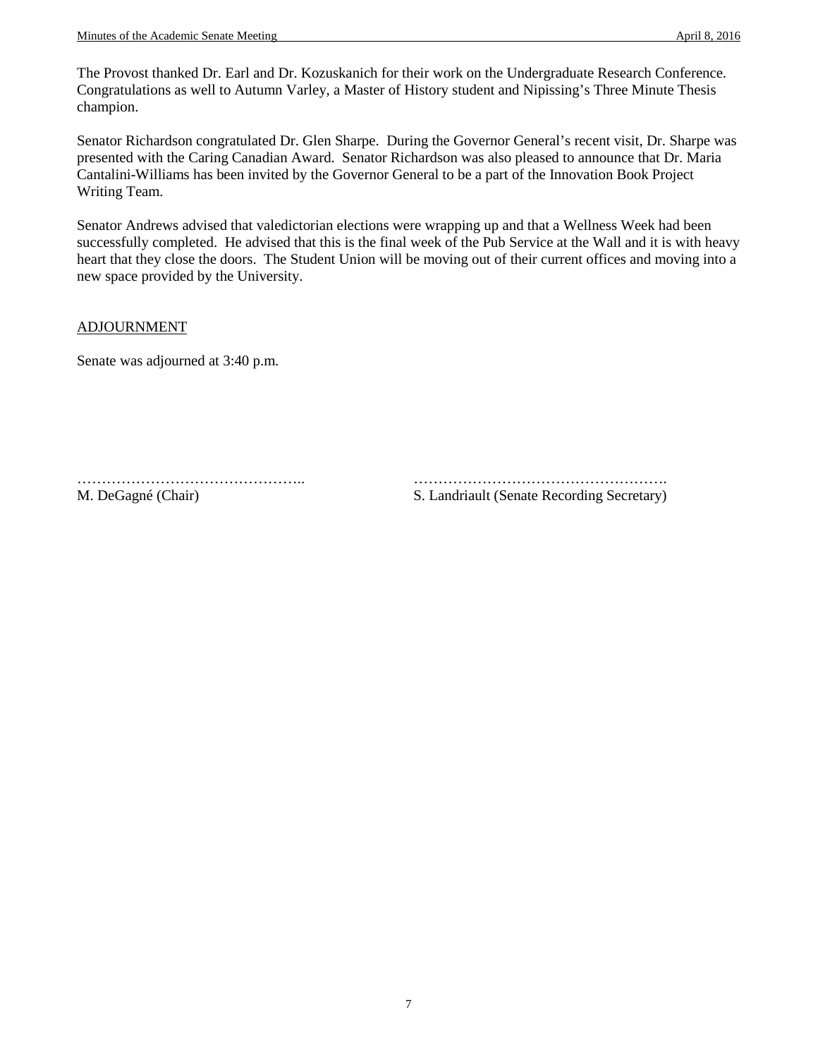The Provost thanked Dr. Earl and Dr. Kozuskanich for their work on the Undergraduate Research Conference. Congratulations as well to Autumn Varley, a Master of History student and Nipissing's Three Minute Thesis champion.

Senator Richardson congratulated Dr. Glen Sharpe. During the Governor General's recent visit, Dr. Sharpe was presented with the Caring Canadian Award. Senator Richardson was also pleased to announce that Dr. Maria Cantalini-Williams has been invited by the Governor General to be a part of the Innovation Book Project Writing Team.

Senator Andrews advised that valedictorian elections were wrapping up and that a Wellness Week had been successfully completed. He advised that this is the final week of the Pub Service at the Wall and it is with heavy heart that they close the doors. The Student Union will be moving out of their current offices and moving into a new space provided by the University.

## ADJOURNMENT

Senate was adjourned at 3:40 p.m.

……………………………………….. ……………………………………………

M. DeGagné (Chair) S. Landriault (Senate Recording Secretary)